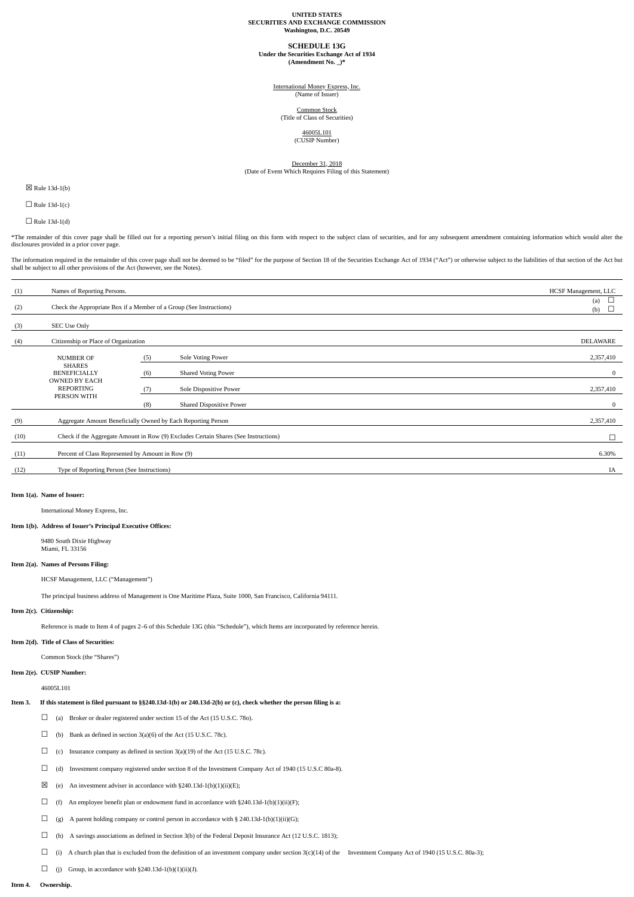**UNITED STATES**
**SECURITIES AND EXCHANGE COMMISSION**
**Washington, D.C. 20549**

# SCHEDULE 13G

**Under the Securities Exchange Act of 1934**
**(Amendment No. _)***

International Money Express, Inc.
(Name of Issuer)

Common Stock
(Title of Class of Securities)

46005L101
(CUSIP Number)

December 31, 2018
(Date of Event Which Requires Filing of this Statement)

☒ Rule 13d-1(b)

☐ Rule 13d-1(c)

☐ Rule 13d-1(d)

*The remainder of this cover page shall be filled out for a reporting person's initial filing on this form with respect to the subject class of securities, and for any subsequent amendment containing information which would alter the disclosures provided in a prior cover page.

The information required in the remainder of this cover page shall not be deemed to be "filed" for the purpose of Section 18 of the Securities Exchange Act of 1934 ("Act") or otherwise subject to the liabilities of that section of the Act but shall be subject to all other provisions of the Act (however, see the Notes).

| | | | |
|---|---|---|---|
| (1) | Names of Reporting Persons. | | HCSF Management, LLC |
| (2) | Check the Appropriate Box if a Member of a Group (See Instructions) | | (a) ☐ (b) ☐ |
| (3) | SEC Use Only | | |
| (4) | Citizenship or Place of Organization | | DELAWARE |
| NUMBER OF SHARES BENEFICIALLY OWNED BY EACH REPORTING PERSON WITH | (5) | Sole Voting Power | 2,357,410 |
| | (6) | Shared Voting Power | 0 |
| | (7) | Sole Dispositive Power | 2,357,410 |
| | (8) | Shared Dispositive Power | 0 |
| (9) | Aggregate Amount Beneficially Owned by Each Reporting Person | | 2,357,410 |
| (10) | Check if the Aggregate Amount in Row (9) Excludes Certain Shares (See Instructions) | | ☐ |
| (11) | Percent of Class Represented by Amount in Row (9) | | 6.30% |
| (12) | Type of Reporting Person (See Instructions) | | IA |

**Item 1(a). Name of Issuer:**

International Money Express, Inc.

**Item 1(b). Address of Issuer's Principal Executive Offices:**

9480 South Dixie Highway
Miami, FL 33156

**Item 2(a). Names of Persons Filing:**

HCSF Management, LLC ("Management")

The principal business address of Management is One Maritime Plaza, Suite 1000, San Francisco, California 94111.

**Item 2(c). Citizenship:**

Reference is made to Item 4 of pages 2–6 of this Schedule 13G (this "Schedule"), which Items are incorporated by reference herein.

**Item 2(d). Title of Class of Securities:**

Common Stock (the "Shares")

**Item 2(e). CUSIP Number:**

46005L101

**Item 3. If this statement is filed pursuant to §§240.13d-1(b) or 240.13d-2(b) or (c), check whether the person filing is a:**

☐ (a) Broker or dealer registered under section 15 of the Act (15 U.S.C. 78o).

☐ (b) Bank as defined in section 3(a)(6) of the Act (15 U.S.C. 78c).

☐ (c) Insurance company as defined in section 3(a)(19) of the Act (15 U.S.C. 78c).

☐ (d) Investment company registered under section 8 of the Investment Company Act of 1940 (15 U.S.C 80a-8).

☒ (e) An investment adviser in accordance with §240.13d-1(b)(1)(ii)(E);

☐ (f) An employee benefit plan or endowment fund in accordance with §240.13d-1(b)(1)(ii)(F);

☐ (g) A parent holding company or control person in accordance with § 240.13d-1(b)(1)(ii)(G);

☐ (h) A savings associations as defined in Section 3(b) of the Federal Deposit Insurance Act (12 U.S.C. 1813);

☐ (i) A church plan that is excluded from the definition of an investment company under section 3(c)(14) of the Investment Company Act of 1940 (15 U.S.C. 80a-3);

☐ (j) Group, in accordance with §240.13d-1(b)(1)(ii)(J).

**Item 4. Ownership.**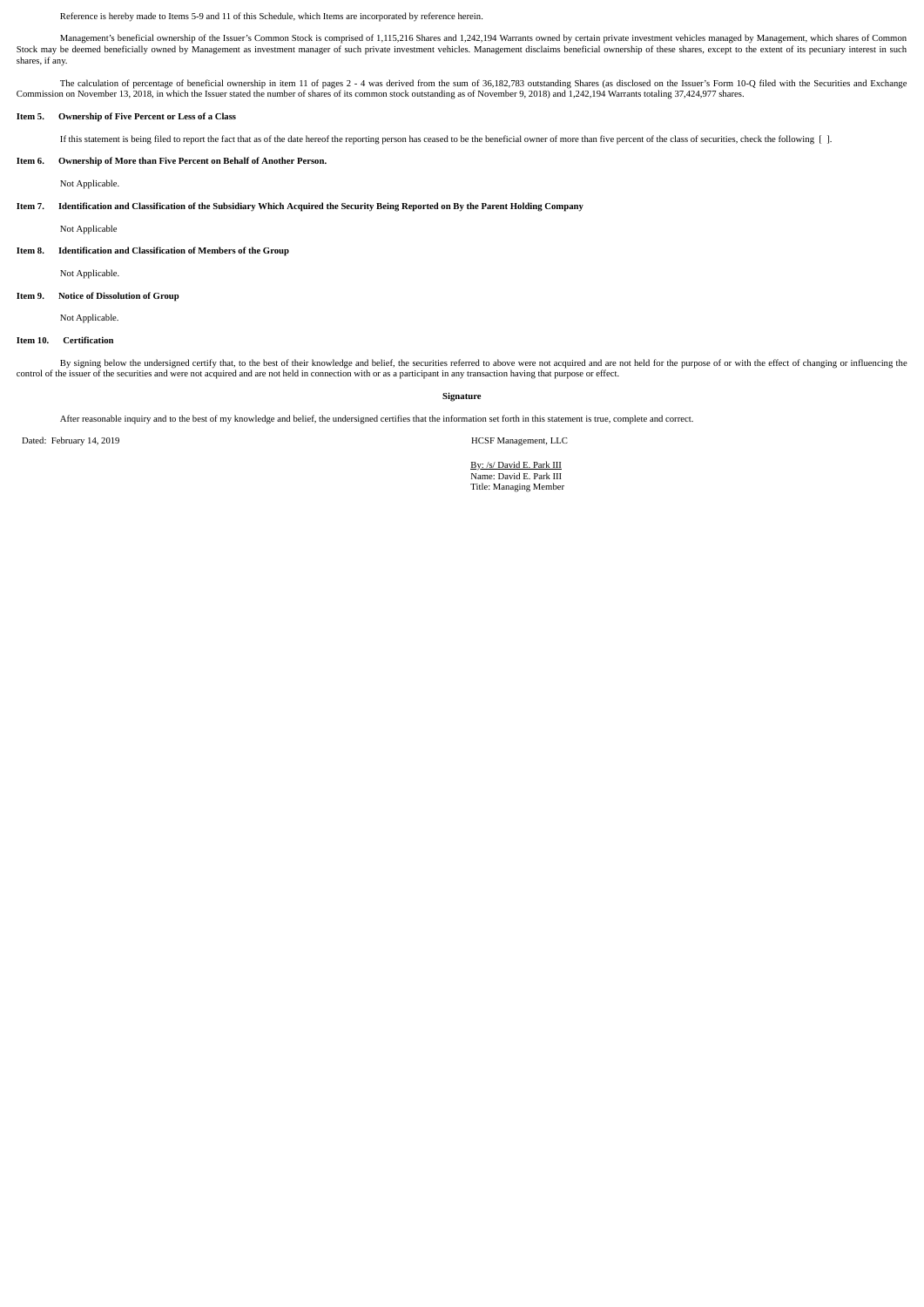Reference is hereby made to Items 5-9 and 11 of this Schedule, which Items are incorporated by reference herein.

Management's beneficial ownership of the Issuer's Common Stock is comprised of 1,115,216 Shares and 1,242,194 Warrants owned by certain private investment vehicles managed by Management, which shares of Common Stock may be deemed beneficially owned by Management as investment manager of such private investment vehicles. Management disclaims beneficial ownership of these shares, except to the extent of its pecuniary interest in such shares, if any.

The calculation of percentage of beneficial ownership in item 11 of pages 2 - 4 was derived from the sum of 36,182,783 outstanding Shares (as disclosed on the Issuer's Form 10-Q filed with the Securities and Exchange Commission on November 13, 2018, in which the Issuer stated the number of shares of its common stock outstanding as of November 9, 2018) and 1,242,194 Warrants totaling 37,424,977 shares.

**Item 5. Ownership of Five Percent or Less of a Class**

If this statement is being filed to report the fact that as of the date hereof the reporting person has ceased to be the beneficial owner of more than five percent of the class of securities, check the following [ ].

**Item 6. Ownership of More than Five Percent on Behalf of Another Person.**

Not Applicable.

**Item 7. Identification and Classification of the Subsidiary Which Acquired the Security Being Reported on By the Parent Holding Company**

Not Applicable

**Item 8. Identification and Classification of Members of the Group**

Not Applicable.

**Item 9. Notice of Dissolution of Group**

Not Applicable.

**Item 10. Certification**

By signing below the undersigned certify that, to the best of their knowledge and belief, the securities referred to above were not acquired and are not held for the purpose of or with the effect of changing or influencing the control of the issuer of the securities and were not acquired and are not held in connection with or as a participant in any transaction having that purpose or effect.

**Signature**

After reasonable inquiry and to the best of my knowledge and belief, the undersigned certifies that the information set forth in this statement is true, complete and correct.

Dated: February 14, 2019

HCSF Management, LLC

By: /s/ David E. Park III
Name: David E. Park III
Title: Managing Member